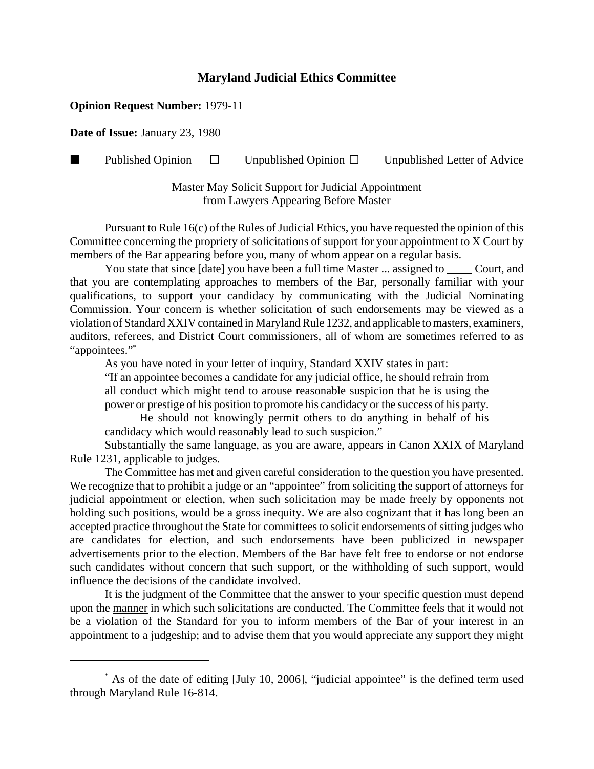# Maryland Judicial Ethics Committee

**Opinion Request Number:** 1979-11

**Date of Issue:** January 23, 1980

■ Published Opinion ☐ Unpublished Opinion ☐ Unpublished Letter of Advice

Master May Solicit Support for Judicial Appointment
from Lawyers Appearing Before Master

Pursuant to Rule 16(c) of the Rules of Judicial Ethics, you have requested the opinion of this Committee concerning the propriety of solicitations of support for your appointment to X Court by members of the Bar appearing before you, many of whom appear on a regular basis.

You state that since [date] you have been a full time Master ... assigned to ____ Court, and that you are contemplating approaches to members of the Bar, personally familiar with your qualifications, to support your candidacy by communicating with the Judicial Nominating Commission. Your concern is whether solicitation of such endorsements may be viewed as a violation of Standard XXIV contained in Maryland Rule 1232, and applicable to masters, examiners, auditors, referees, and District Court commissioners, all of whom are sometimes referred to as "appointees."[*]

As you have noted in your letter of inquiry, Standard XXIV states in part:

> "If an appointee becomes a candidate for any judicial office, he should refrain from all conduct which might tend to arouse reasonable suspicion that he is using the power or prestige of his position to promote his candidacy or the success of his party.
>
> He should not knowingly permit others to do anything in behalf of his candidacy which would reasonably lead to such suspicion."

Substantially the same language, as you are aware, appears in Canon XXIX of Maryland Rule 1231, applicable to judges.

The Committee has met and given careful consideration to the question you have presented. We recognize that to prohibit a judge or an "appointee" from soliciting the support of attorneys for judicial appointment or election, when such solicitation may be made freely by opponents not holding such positions, would be a gross inequity. We are also cognizant that it has long been an accepted practice throughout the State for committees to solicit endorsements of sitting judges who are candidates for election, and such endorsements have been publicized in newspaper advertisements prior to the election. Members of the Bar have felt free to endorse or not endorse such candidates without concern that such support, or the withholding of such support, would influence the decisions of the candidate involved.

It is the judgment of the Committee that the answer to your specific question must depend upon the <u>manner</u> in which such solicitations are conducted. The Committee feels that it would not be a violation of the Standard for you to inform members of the Bar of your interest in an appointment to a judgeship; and to advise them that you would appreciate any support they might

---

[*] As of the date of editing [July 10, 2006], "judicial appointee" is the defined term used through Maryland Rule 16-814.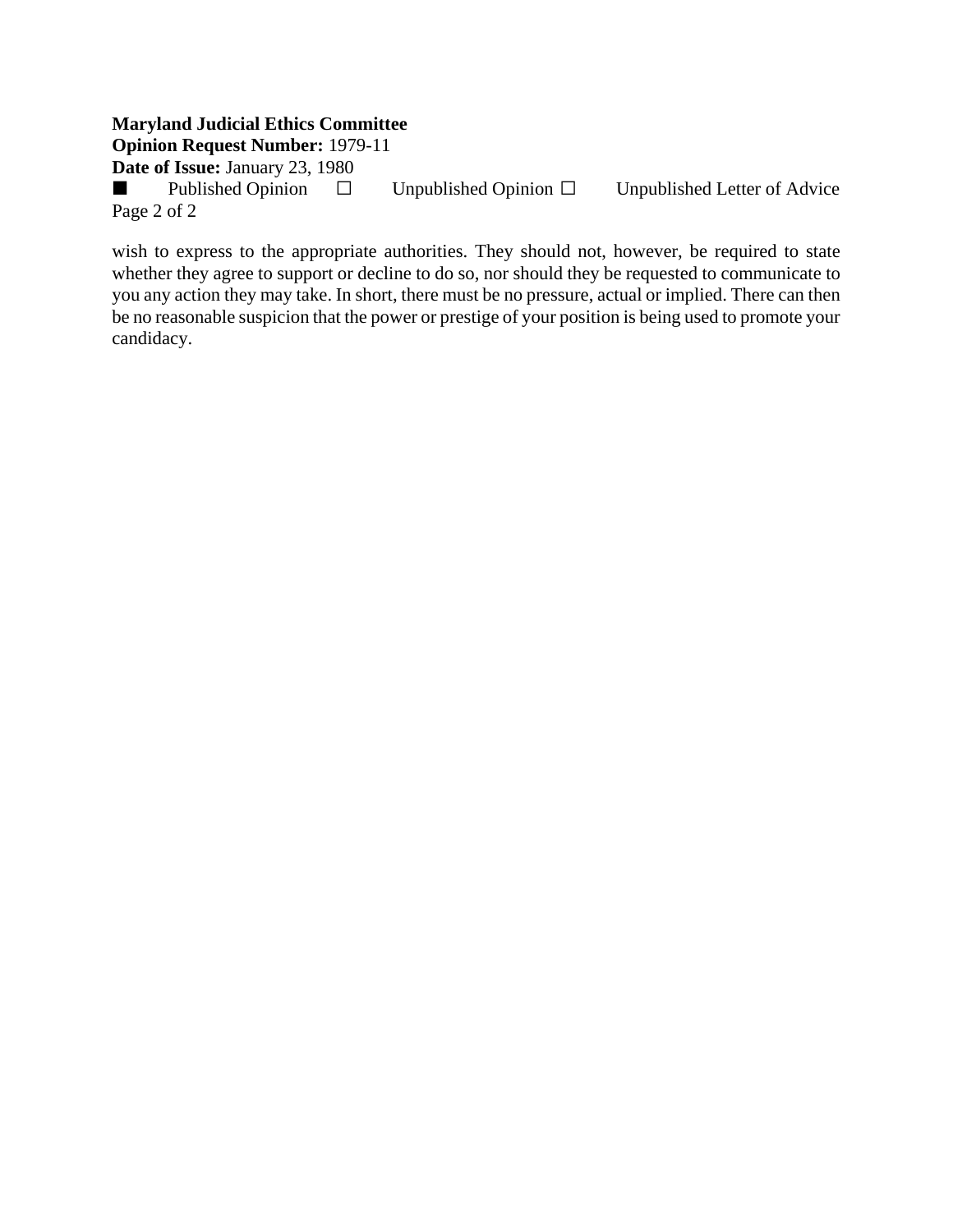wish to express to the appropriate authorities. They should not, however, be required to state whether they agree to support or decline to do so, nor should they be requested to communicate to you any action they may take. In short, there must be no pressure, actual or implied. There can then be no reasonable suspicion that the power or prestige of your position is being used to promote your candidacy.